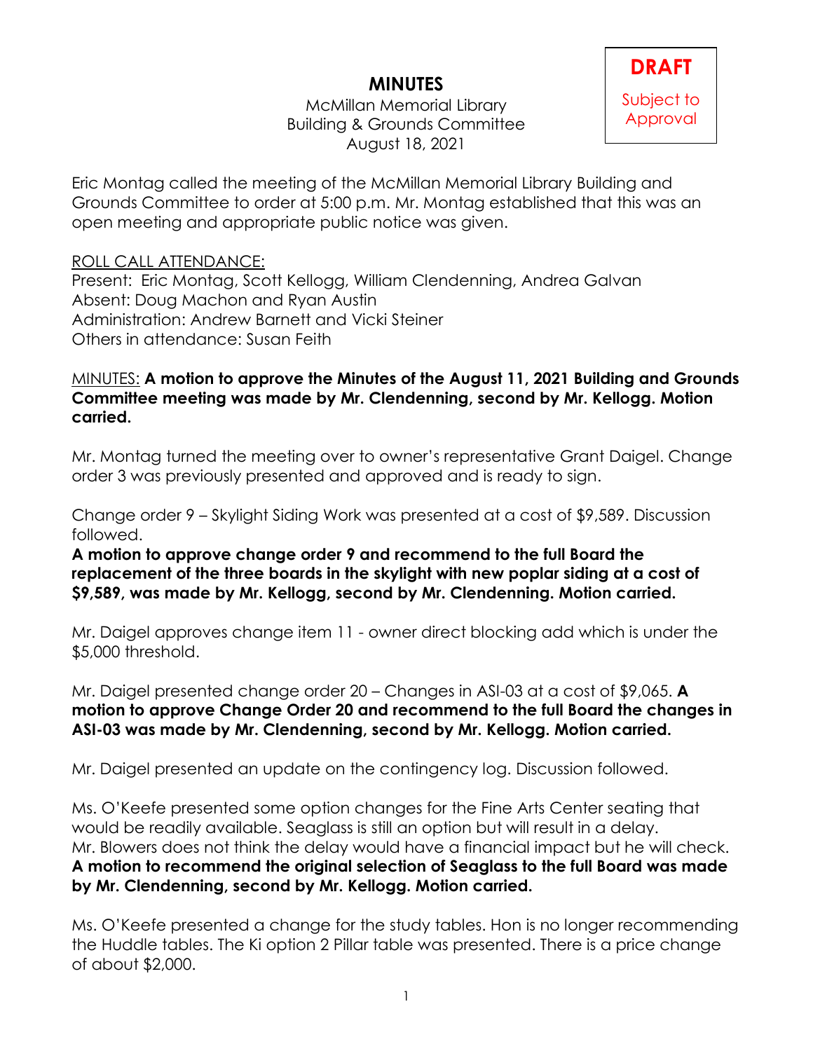# MINUTES

McMillan Memorial Library
Building & Grounds Committee
August 18, 2021

**DRAFT**
Subject to Approval

Eric Montag called the meeting of the McMillan Memorial Library Building and Grounds Committee to order at 5:00 p.m. Mr. Montag established that this was an open meeting and appropriate public notice was given.

ROLL CALL ATTENDANCE:
Present: Eric Montag, Scott Kellogg, William Clendenning, Andrea Galvan
Absent: Doug Machon and Ryan Austin
Administration: Andrew Barnett and Vicki Steiner
Others in attendance: Susan Feith

MINUTES: **A motion to approve the Minutes of the August 11, 2021 Building and Grounds Committee meeting was made by Mr. Clendenning, second by Mr. Kellogg. Motion carried.**

Mr. Montag turned the meeting over to owner's representative Grant Daigel. Change order 3 was previously presented and approved and is ready to sign.

Change order 9 – Skylight Siding Work was presented at a cost of $9,589. Discussion followed.
**A motion to approve change order 9 and recommend to the full Board the replacement of the three boards in the skylight with new poplar siding at a cost of $9,589, was made by Mr. Kellogg, second by Mr. Clendenning. Motion carried.**

Mr. Daigel approves change item 11 - owner direct blocking add which is under the $5,000 threshold.

Mr. Daigel presented change order 20 – Changes in ASI-03 at a cost of $9,065. **A motion to approve Change Order 20 and recommend to the full Board the changes in ASI-03 was made by Mr. Clendenning, second by Mr. Kellogg. Motion carried.**

Mr. Daigel presented an update on the contingency log. Discussion followed.

Ms. O'Keefe presented some option changes for the Fine Arts Center seating that would be readily available. Seaglass is still an option but will result in a delay. Mr. Blowers does not think the delay would have a financial impact but he will check.
**A motion to recommend the original selection of Seaglass to the full Board was made by Mr. Clendenning, second by Mr. Kellogg. Motion carried.**

Ms. O'Keefe presented a change for the study tables. Hon is no longer recommending the Huddle tables. The Ki option 2 Pillar table was presented. There is a price change of about $2,000.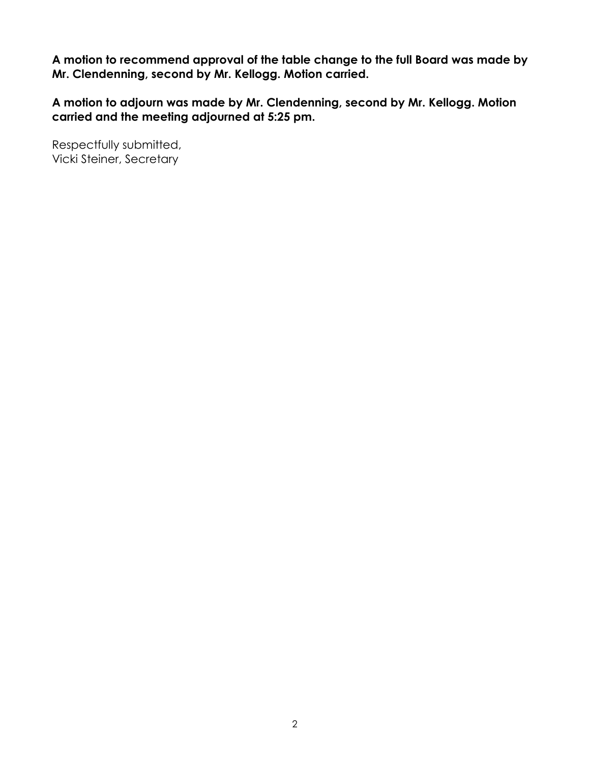**A motion to recommend approval of the table change to the full Board was made by Mr. Clendenning, second by Mr. Kellogg. Motion carried.**

**A motion to adjourn was made by Mr. Clendenning, second by Mr. Kellogg. Motion carried and the meeting adjourned at 5:25 pm.**

Respectfully submitted,
Vicki Steiner, Secretary